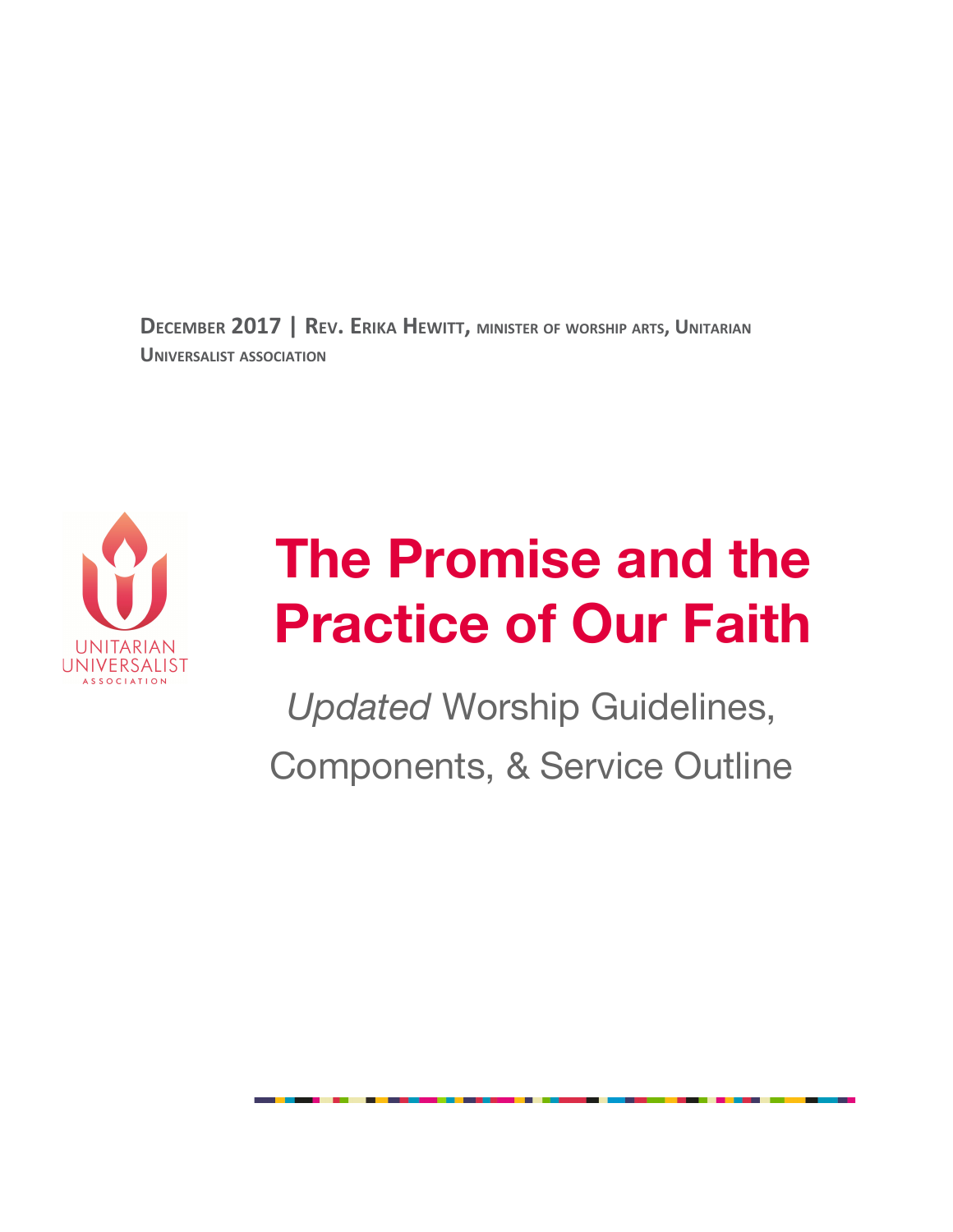**DECEMBER 2017 | REV. ERIKA HEWITT, MINISTER OF WORSHIP ARTS, UNITARIAN UNIVERSALIST ASSOCIATION**

UNITARIAN UNIVERSALIST ASSOCIATION

# The Promise and the Practice of Our Faith

*Updated* Worship Guidelines, Components, & Service Outline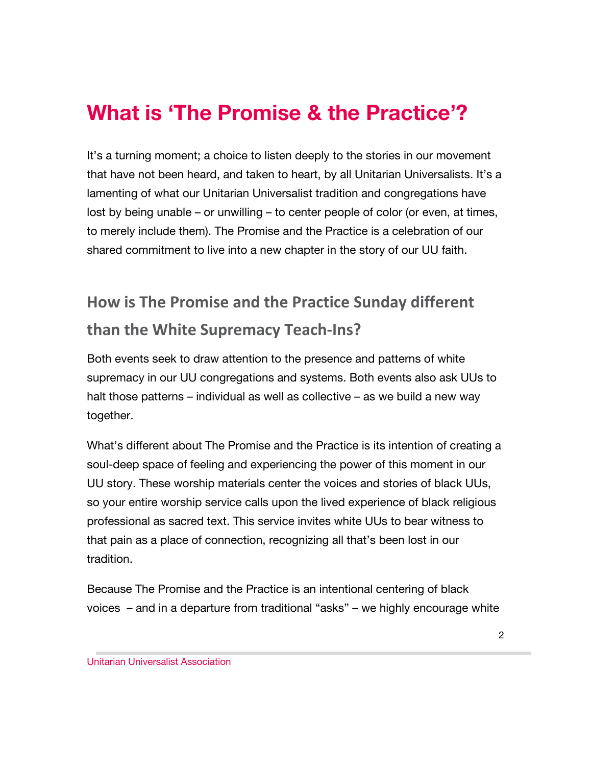# What is 'The Promise & the Practice'?

It's a turning moment; a choice to listen deeply to the stories in our movement that have not been heard, and taken to heart, by all Unitarian Universalists. It's a lamenting of what our Unitarian Universalist tradition and congregations have lost by being unable – or unwilling – to center people of color (or even, at times, to merely include them). The Promise and the Practice is a celebration of our shared commitment to live into a new chapter in the story of our UU faith.

## How is The Promise and the Practice Sunday different than the White Supremacy Teach-Ins?

Both events seek to draw attention to the presence and patterns of white supremacy in our UU congregations and systems. Both events also ask UUs to halt those patterns – individual as well as collective – as we build a new way together.

What's different about The Promise and the Practice is its intention of creating a soul-deep space of feeling and experiencing the power of this moment in our UU story. These worship materials center the voices and stories of black UUs, so your entire worship service calls upon the lived experience of black religious professional as sacred text. This service invites white UUs to bear witness to that pain as a place of connection, recognizing all that's been lost in our tradition.

Because The Promise and the Practice is an intentional centering of black voices – and in a departure from traditional "asks" – we highly encourage white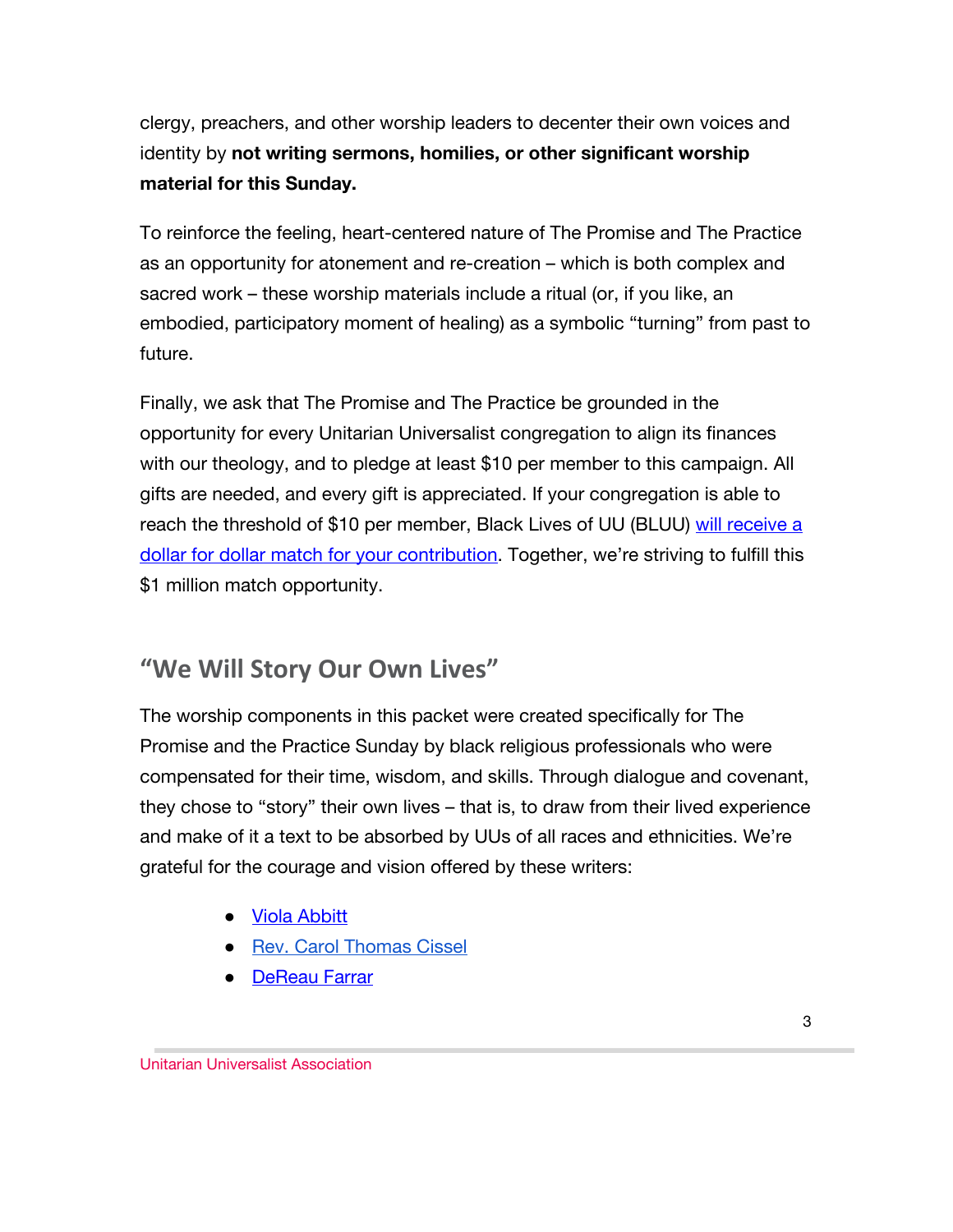clergy, preachers, and other worship leaders to decenter their own voices and identity by **not writing sermons, homilies, or other significant worship material for this Sunday.**

To reinforce the feeling, heart-centered nature of The Promise and The Practice as an opportunity for atonement and re-creation – which is both complex and sacred work – these worship materials include a ritual (or, if you like, an embodied, participatory moment of healing) as a symbolic "turning" from past to future.

Finally, we ask that The Promise and The Practice be grounded in the opportunity for every Unitarian Universalist congregation to align its finances with our theology, and to pledge at least $10 per member to this campaign. All gifts are needed, and every gift is appreciated. If your congregation is able to reach the threshold of $10 per member, Black Lives of UU (BLUU) will receive a dollar for dollar match for your contribution. Together, we're striving to fulfill this $1 million match opportunity.

## "We Will Story Our Own Lives"

The worship components in this packet were created specifically for The Promise and the Practice Sunday by black religious professionals who were compensated for their time, wisdom, and skills. Through dialogue and covenant, they chose to "story" their own lives – that is, to draw from their lived experience and make of it a text to be absorbed by UUs of all races and ethnicities. We're grateful for the courage and vision offered by these writers:

- Viola Abbitt
- Rev. Carol Thomas Cissel
- DeReau Farrar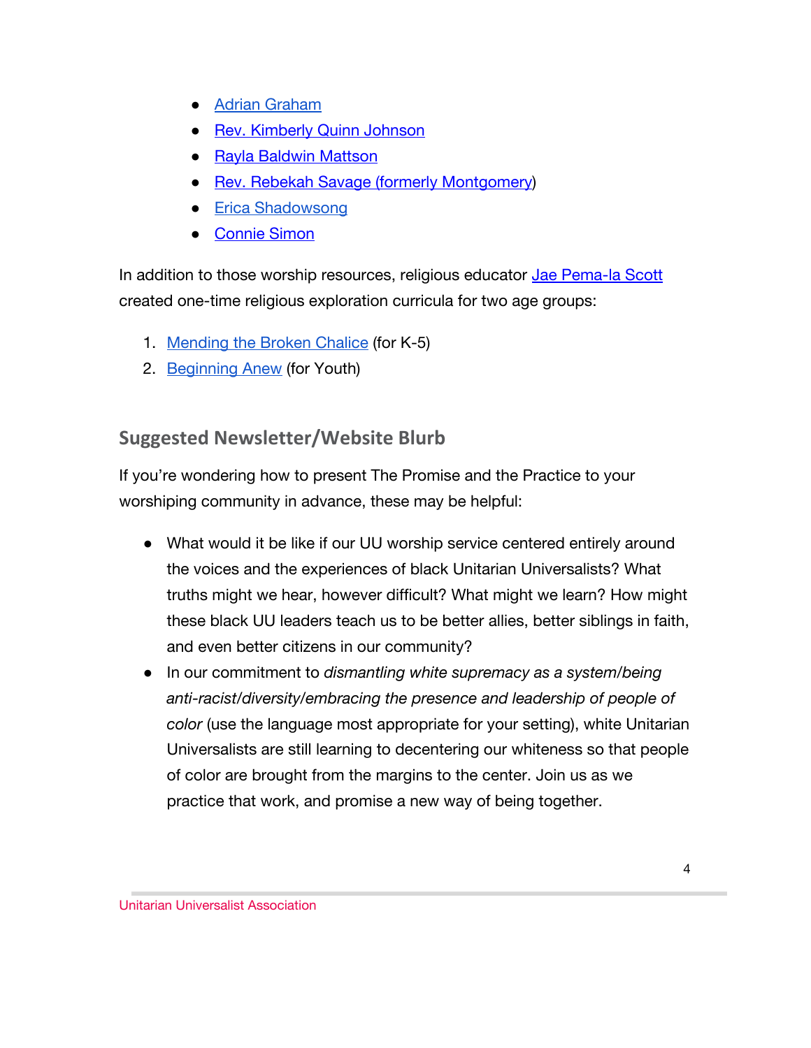- Adrian Graham
- Rev. Kimberly Quinn Johnson
- Rayla Baldwin Mattson
- Rev. Rebekah Savage (formerly Montgomery)
- Erica Shadowsong
- Connie Simon

In addition to those worship resources, religious educator Jae Pema-la Scott created one-time religious exploration curricula for two age groups:

1. Mending the Broken Chalice (for K-5)
2. Beginning Anew (for Youth)

## Suggested Newsletter/Website Blurb

If you're wondering how to present The Promise and the Practice to your worshiping community in advance, these may be helpful:

- What would it be like if our UU worship service centered entirely around the voices and the experiences of black Unitarian Universalists? What truths might we hear, however difficult? What might we learn? How might these black UU leaders teach us to be better allies, better siblings in faith, and even better citizens in our community?
- In our commitment to *dismantling white supremacy as a system/being anti-racist/diversity/embracing the presence and leadership of people of color* (use the language most appropriate for your setting), white Unitarian Universalists are still learning to decentering our whiteness so that people of color are brought from the margins to the center. Join us as we practice that work, and promise a new way of being together.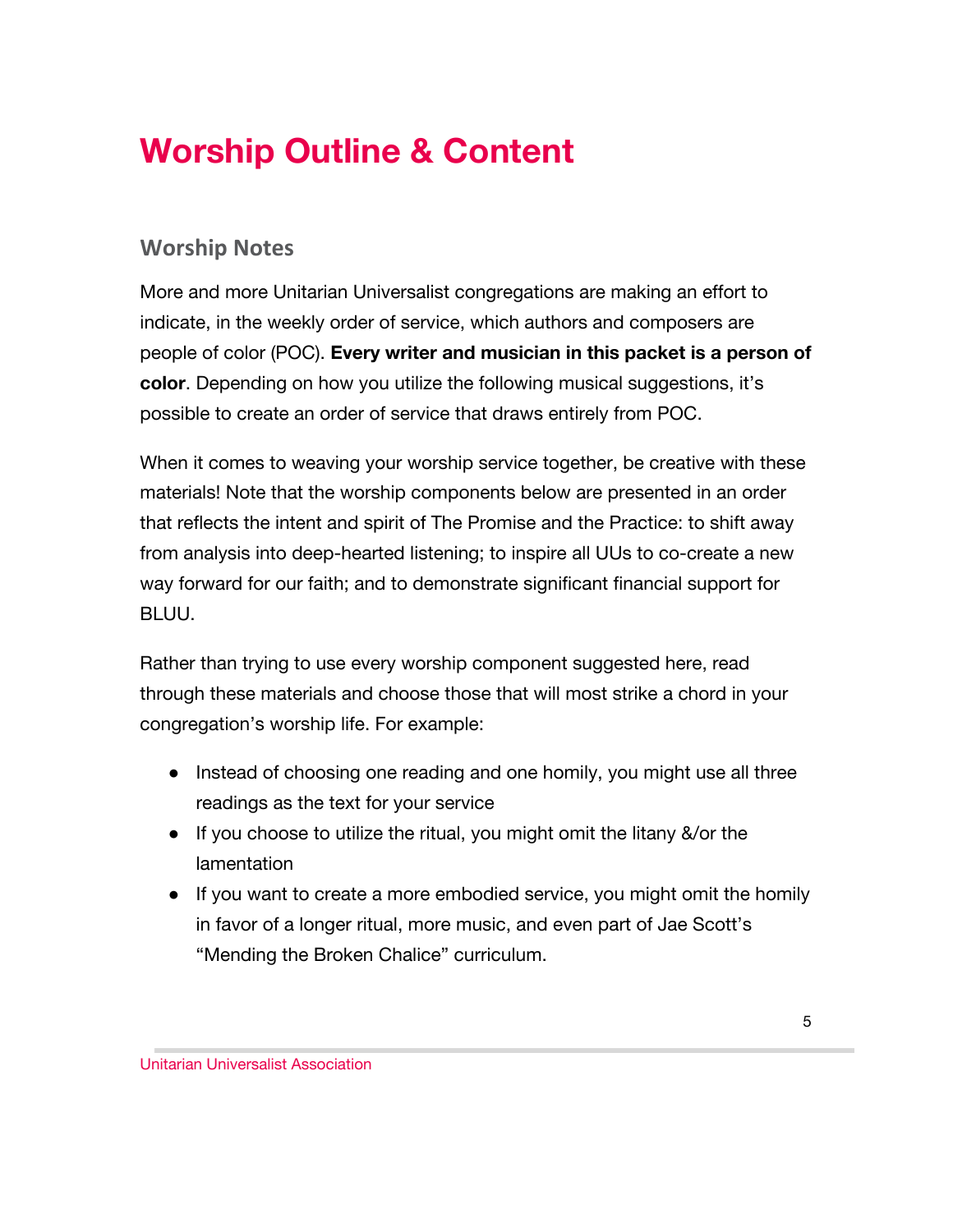# Worship Outline & Content

## Worship Notes

More and more Unitarian Universalist congregations are making an effort to indicate, in the weekly order of service, which authors and composers are people of color (POC). **Every writer and musician in this packet is a person of color**. Depending on how you utilize the following musical suggestions, it's possible to create an order of service that draws entirely from POC.

When it comes to weaving your worship service together, be creative with these materials! Note that the worship components below are presented in an order that reflects the intent and spirit of The Promise and the Practice: to shift away from analysis into deep-hearted listening; to inspire all UUs to co-create a new way forward for our faith; and to demonstrate significant financial support for BLUU.

Rather than trying to use every worship component suggested here, read through these materials and choose those that will most strike a chord in your congregation's worship life. For example:

- Instead of choosing one reading and one homily, you might use all three readings as the text for your service
- If you choose to utilize the ritual, you might omit the litany &/or the lamentation
- If you want to create a more embodied service, you might omit the homily in favor of a longer ritual, more music, and even part of Jae Scott's "Mending the Broken Chalice" curriculum.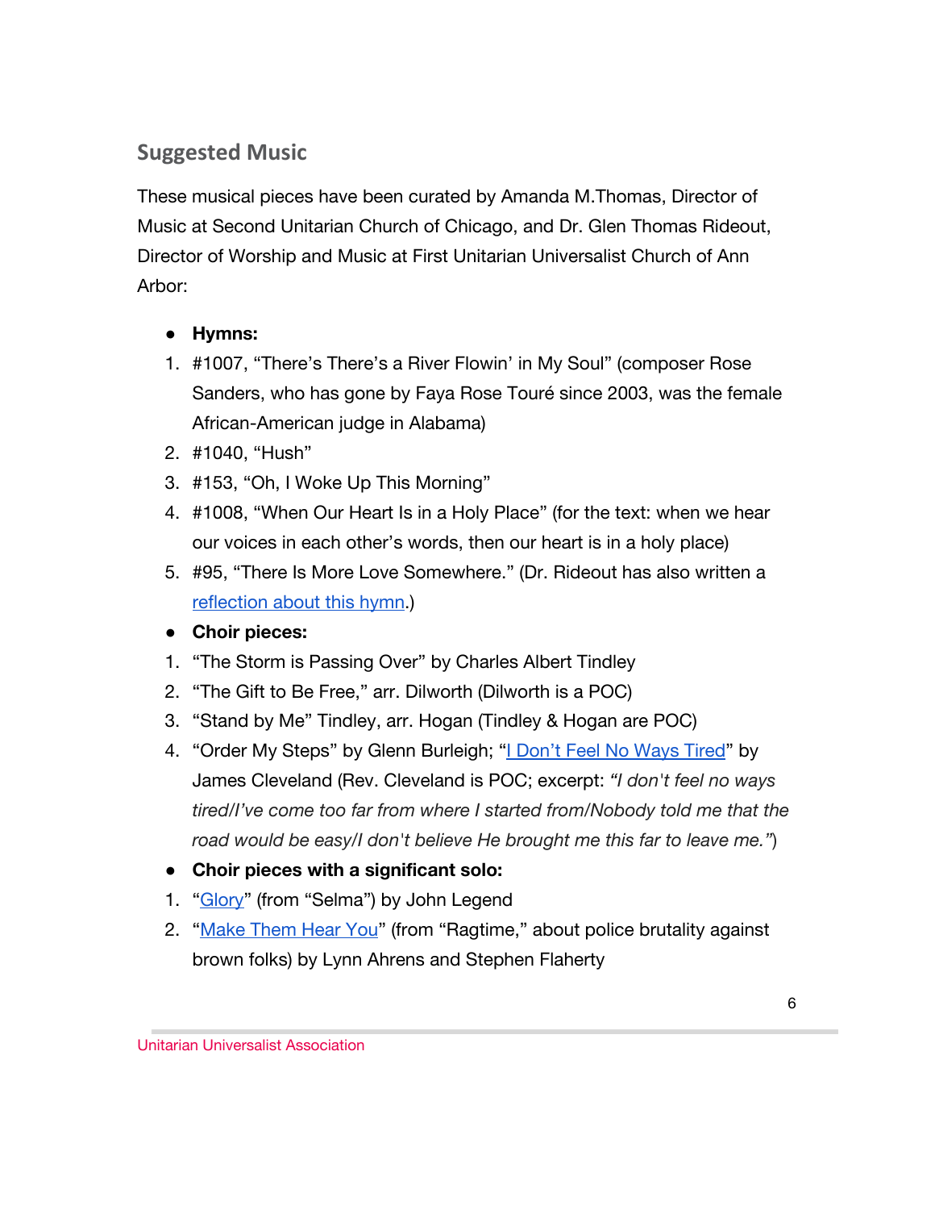## Suggested Music

These musical pieces have been curated by Amanda M.Thomas, Director of Music at Second Unitarian Church of Chicago, and Dr. Glen Thomas Rideout, Director of Worship and Music at First Unitarian Universalist Church of Ann Arbor:

- **Hymns:**

1. #1007, "There's There's a River Flowin' in My Soul" (composer Rose Sanders, who has gone by Faya Rose Touré since 2003, was the female African-American judge in Alabama)
2. #1040, "Hush"
3. #153, "Oh, I Woke Up This Morning"
4. #1008, "When Our Heart Is in a Holy Place" (for the text: when we hear our voices in each other's words, then our heart is in a holy place)
5. #95, "There Is More Love Somewhere." (Dr. Rideout has also written a reflection about this hymn.)

- **Choir pieces:**

1. "The Storm is Passing Over" by Charles Albert Tindley
2. "The Gift to Be Free," arr. Dilworth (Dilworth is a POC)
3. "Stand by Me" Tindley, arr. Hogan (Tindley & Hogan are POC)
4. "Order My Steps" by Glenn Burleigh; "I Don't Feel No Ways Tired" by James Cleveland (Rev. Cleveland is POC; excerpt: *"I don't feel no ways tired/I've come too far from where I started from/Nobody told me that the road would be easy/I don't believe He brought me this far to leave me."*)

- **Choir pieces with a significant solo:**

1. "Glory" (from "Selma") by John Legend
2. "Make Them Hear You" (from "Ragtime," about police brutality against brown folks) by Lynn Ahrens and Stephen Flaherty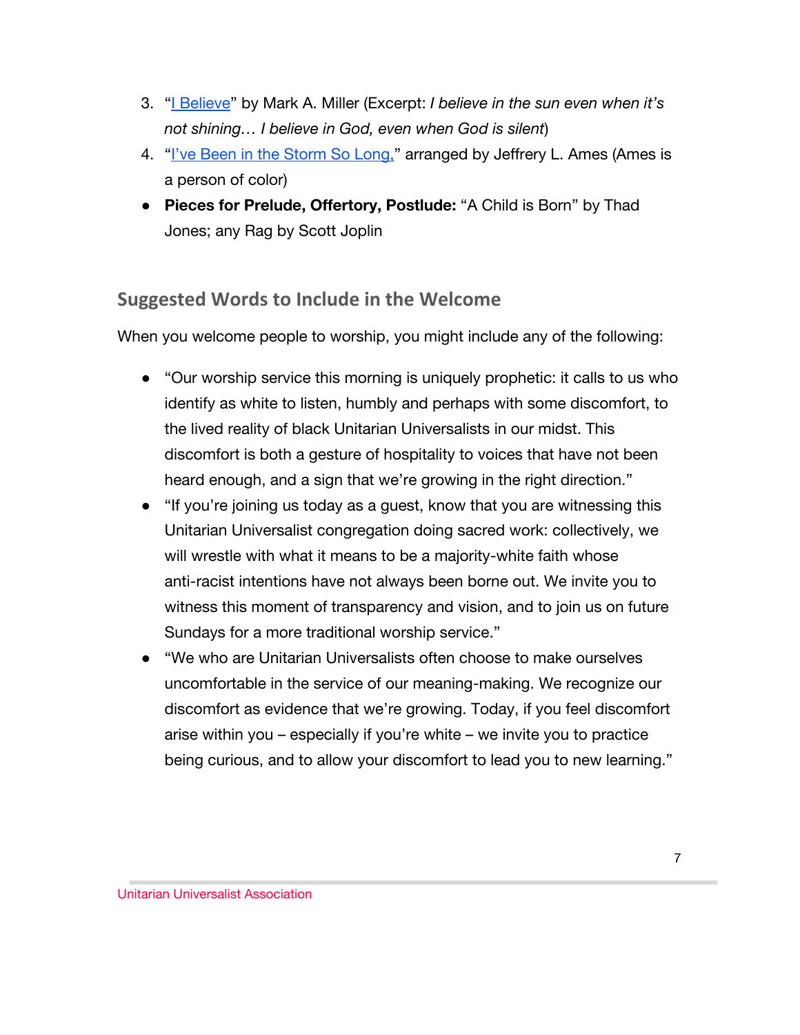3. "[I Believe]" by Mark A. Miller (Excerpt: *I believe in the sun even when it's not shining… I believe in God, even when God is silent*)
4. "[I've Been in the Storm So Long,]" arranged by Jeffrery L. Ames (Ames is a person of color)

- **Pieces for Prelude, Offertory, Postlude:** "A Child is Born" by Thad Jones; any Rag by Scott Joplin

## Suggested Words to Include in the Welcome

When you welcome people to worship, you might include any of the following:

- "Our worship service this morning is uniquely prophetic: it calls to us who identify as white to listen, humbly and perhaps with some discomfort, to the lived reality of black Unitarian Universalists in our midst. This discomfort is both a gesture of hospitality to voices that have not been heard enough, and a sign that we're growing in the right direction."
- "If you're joining us today as a guest, know that you are witnessing this Unitarian Universalist congregation doing sacred work: collectively, we will wrestle with what it means to be a majority-white faith whose anti-racist intentions have not always been borne out. We invite you to witness this moment of transparency and vision, and to join us on future Sundays for a more traditional worship service."
- "We who are Unitarian Universalists often choose to make ourselves uncomfortable in the service of our meaning-making. We recognize our discomfort as evidence that we're growing. Today, if you feel discomfort arise within you – especially if you're white – we invite you to practice being curious, and to allow your discomfort to lead you to new learning."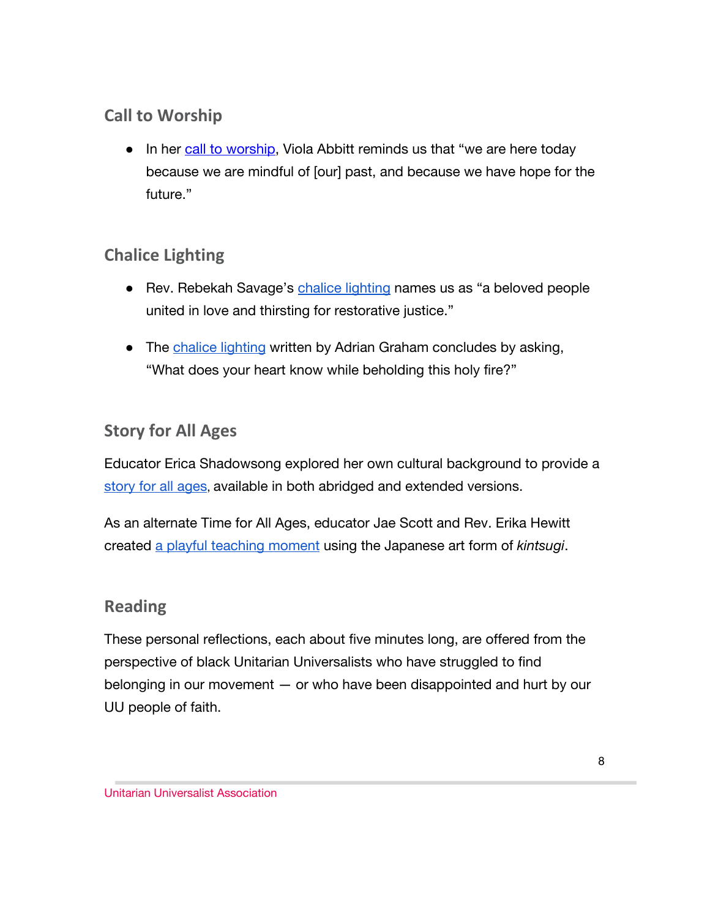## Call to Worship

- In her call to worship, Viola Abbitt reminds us that "we are here today because we are mindful of [our] past, and because we have hope for the future."

## Chalice Lighting

- Rev. Rebekah Savage's chalice lighting names us as "a beloved people united in love and thirsting for restorative justice."
- The chalice lighting written by Adrian Graham concludes by asking, "What does your heart know while beholding this holy fire?"

## Story for All Ages

Educator Erica Shadowsong explored her own cultural background to provide a story for all ages, available in both abridged and extended versions.

As an alternate Time for All Ages, educator Jae Scott and Rev. Erika Hewitt created a playful teaching moment using the Japanese art form of *kintsugi*.

## Reading

These personal reflections, each about five minutes long, are offered from the perspective of black Unitarian Universalists who have struggled to find belonging in our movement — or who have been disappointed and hurt by our UU people of faith.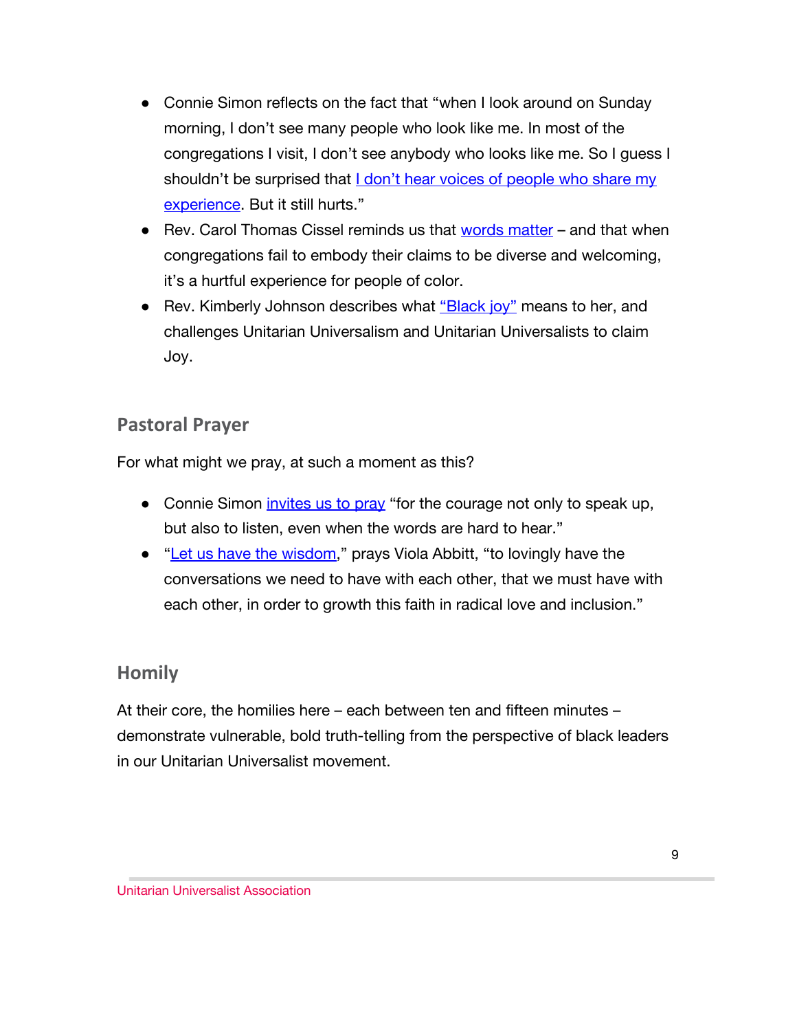- Connie Simon reflects on the fact that "when I look around on Sunday morning, I don't see many people who look like me. In most of the congregations I visit, I don't see anybody who looks like me. So I guess I shouldn't be surprised that I don't hear voices of people who share my experience. But it still hurts."
- Rev. Carol Thomas Cissel reminds us that words matter – and that when congregations fail to embody their claims to be diverse and welcoming, it's a hurtful experience for people of color.
- Rev. Kimberly Johnson describes what "Black joy" means to her, and challenges Unitarian Universalism and Unitarian Universalists to claim Joy.

## Pastoral Prayer

For what might we pray, at such a moment as this?

- Connie Simon invites us to pray "for the courage not only to speak up, but also to listen, even when the words are hard to hear."
- "Let us have the wisdom," prays Viola Abbitt, "to lovingly have the conversations we need to have with each other, that we must have with each other, in order to growth this faith in radical love and inclusion."

## Homily

At their core, the homilies here – each between ten and fifteen minutes – demonstrate vulnerable, bold truth-telling from the perspective of black leaders in our Unitarian Universalist movement.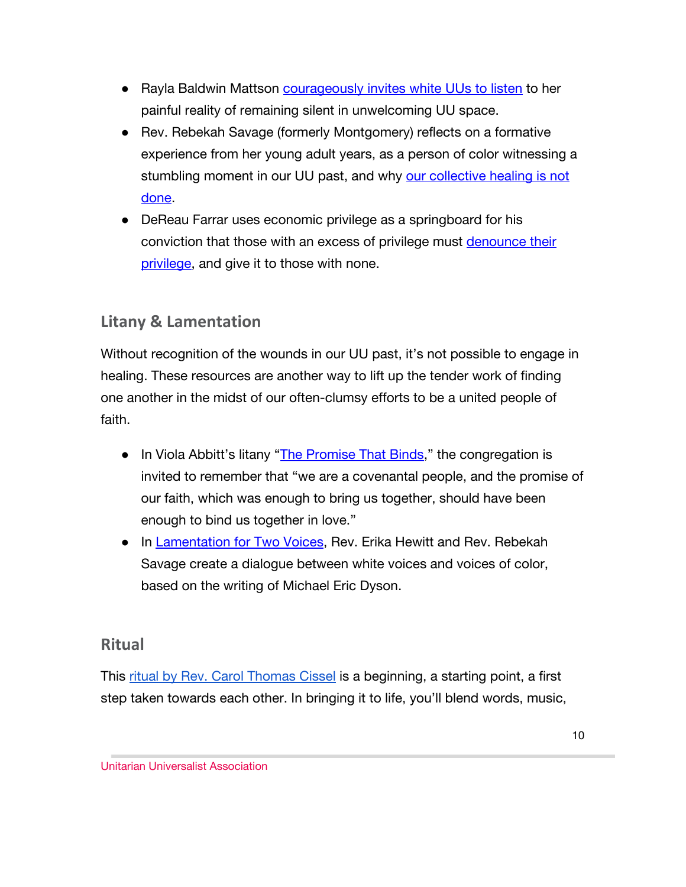- Rayla Baldwin Mattson courageously invites white UUs to listen to her painful reality of remaining silent in unwelcoming UU space.
- Rev. Rebekah Savage (formerly Montgomery) reflects on a formative experience from her young adult years, as a person of color witnessing a stumbling moment in our UU past, and why our collective healing is not done.
- DeReau Farrar uses economic privilege as a springboard for his conviction that those with an excess of privilege must denounce their privilege, and give it to those with none.

## Litany & Lamentation

Without recognition of the wounds in our UU past, it's not possible to engage in healing. These resources are another way to lift up the tender work of finding one another in the midst of our often-clumsy efforts to be a united people of faith.

- In Viola Abbitt's litany "The Promise That Binds," the congregation is invited to remember that "we are a covenantal people, and the promise of our faith, which was enough to bring us together, should have been enough to bind us together in love."
- In Lamentation for Two Voices, Rev. Erika Hewitt and Rev. Rebekah Savage create a dialogue between white voices and voices of color, based on the writing of Michael Eric Dyson.

## Ritual

This ritual by Rev. Carol Thomas Cissel is a beginning, a starting point, a first step taken towards each other. In bringing it to life, you'll blend words, music,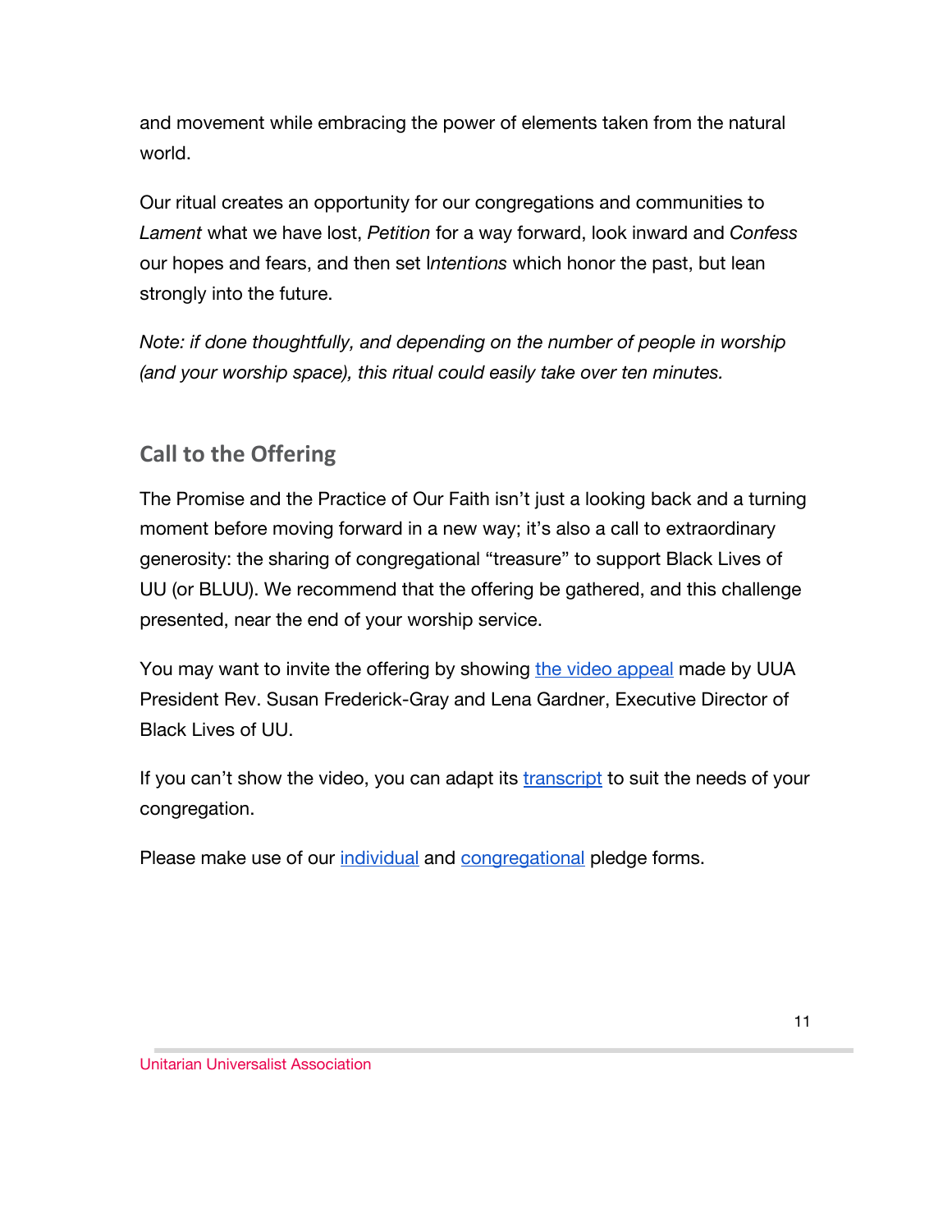and movement while embracing the power of elements taken from the natural world.

Our ritual creates an opportunity for our congregations and communities to *Lament* what we have lost, *Petition* for a way forward, look inward and *Confess* our hopes and fears, and then set I*ntentions* which honor the past, but lean strongly into the future.

*Note: if done thoughtfully, and depending on the number of people in worship (and your worship space), this ritual could easily take over ten minutes.*

## Call to the Offering

The Promise and the Practice of Our Faith isn't just a looking back and a turning moment before moving forward in a new way; it's also a call to extraordinary generosity: the sharing of congregational "treasure" to support Black Lives of UU (or BLUU). We recommend that the offering be gathered, and this challenge presented, near the end of your worship service.

You may want to invite the offering by showing the video appeal made by UUA President Rev. Susan Frederick-Gray and Lena Gardner, Executive Director of Black Lives of UU.

If you can't show the video, you can adapt its transcript to suit the needs of your congregation.

Please make use of our individual and congregational pledge forms.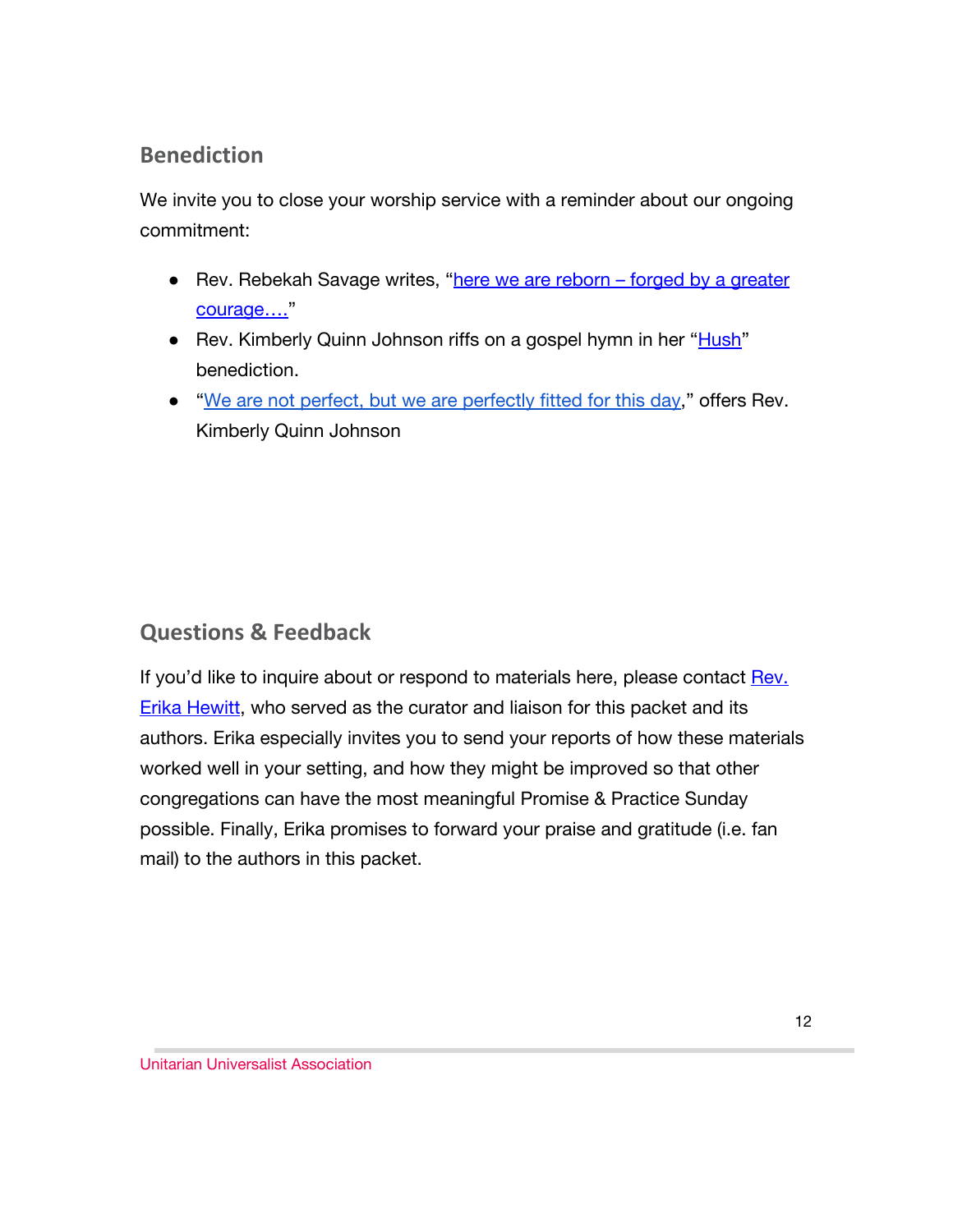## Benediction

We invite you to close your worship service with a reminder about our ongoing commitment:

- Rev. Rebekah Savage writes, "here we are reborn – forged by a greater courage…."
- Rev. Kimberly Quinn Johnson riffs on a gospel hymn in her "Hush" benediction.
- "We are not perfect, but we are perfectly fitted for this day," offers Rev. Kimberly Quinn Johnson

## Questions & Feedback

If you'd like to inquire about or respond to materials here, please contact Rev. Erika Hewitt, who served as the curator and liaison for this packet and its authors. Erika especially invites you to send your reports of how these materials worked well in your setting, and how they might be improved so that other congregations can have the most meaningful Promise & Practice Sunday possible. Finally, Erika promises to forward your praise and gratitude (i.e. fan mail) to the authors in this packet.